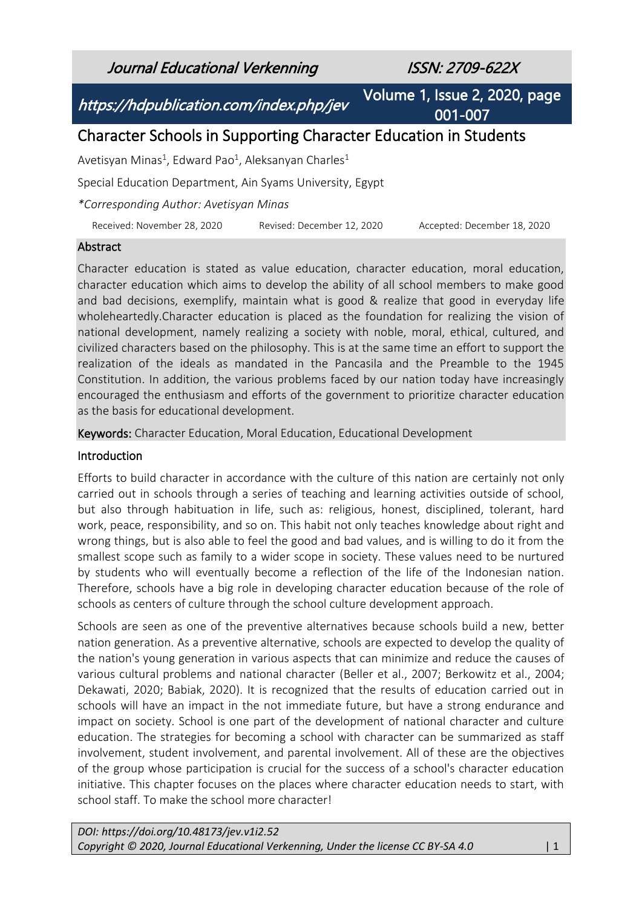# Character Schools in Supporting Character Education in Students

Avetisyan Minas[1], Edward Pao[1], Aleksanyan Charles[1]

Special Education Department, Ain Syams University, Egypt

*\*Corresponding Author: Avetisyan Minas*

Received: November 28, 2020 Revised: December 12, 2020 Accepted: December 18, 2020

## Abstract

Character education is stated as value education, character education, moral education, character education which aims to develop the ability of all school members to make good and bad decisions, exemplify, maintain what is good & realize that good in everyday life wholeheartedly.Character education is placed as the foundation for realizing the vision of national development, namely realizing a society with noble, moral, ethical, cultured, and civilized characters based on the philosophy. This is at the same time an effort to support the realization of the ideals as mandated in the Pancasila and the Preamble to the 1945 Constitution. In addition, the various problems faced by our nation today have increasingly encouraged the enthusiasm and efforts of the government to prioritize character education as the basis for educational development.

**Keywords:** Character Education, Moral Education, Educational Development

## Introduction

Efforts to build character in accordance with the culture of this nation are certainly not only carried out in schools through a series of teaching and learning activities outside of school, but also through habituation in life, such as: religious, honest, disciplined, tolerant, hard work, peace, responsibility, and so on. This habit not only teaches knowledge about right and wrong things, but is also able to feel the good and bad values, and is willing to do it from the smallest scope such as family to a wider scope in society. These values need to be nurtured by students who will eventually become a reflection of the life of the Indonesian nation. Therefore, schools have a big role in developing character education because of the role of schools as centers of culture through the school culture development approach.

Schools are seen as one of the preventive alternatives because schools build a new, better nation generation. As a preventive alternative, schools are expected to develop the quality of the nation's young generation in various aspects that can minimize and reduce the causes of various cultural problems and national character (Beller et al., 2007; Berkowitz et al., 2004; Dekawati, 2020; Babiak, 2020). It is recognized that the results of education carried out in schools will have an impact in the not immediate future, but have a strong endurance and impact on society. School is one part of the development of national character and culture education. The strategies for becoming a school with character can be summarized as staff involvement, student involvement, and parental involvement. All of these are the objectives of the group whose participation is crucial for the success of a school's character education initiative. This chapter focuses on the places where character education needs to start, with school staff. To make the school more character!

*DOI: https://doi.org/10.48173/jev.v1i2.52*
*Copyright © 2020, Journal Educational Verkenning, Under the license CC BY-SA 4.0*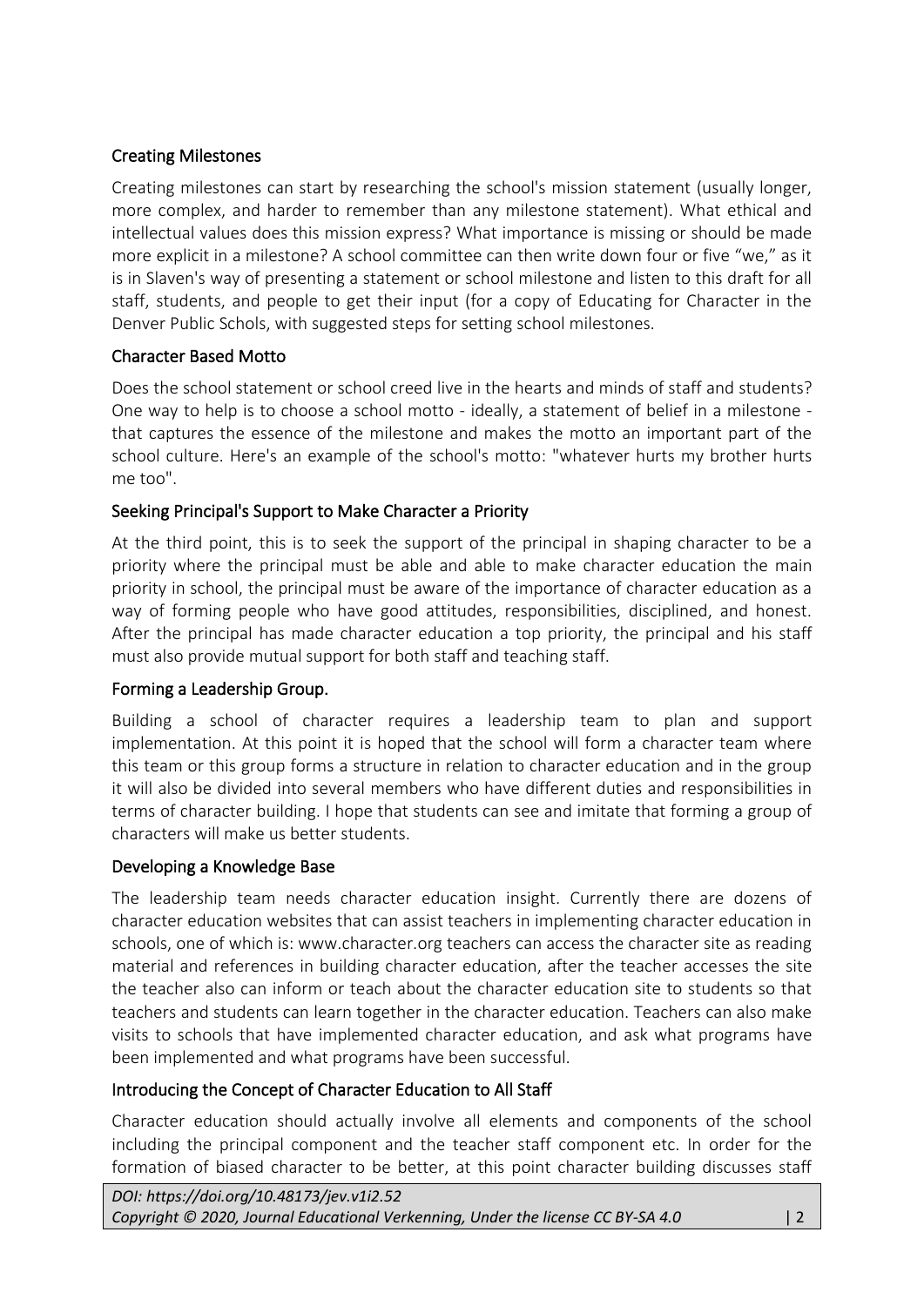### Creating Milestones

Creating milestones can start by researching the school's mission statement (usually longer, more complex, and harder to remember than any milestone statement). What ethical and intellectual values does this mission express? What importance is missing or should be made more explicit in a milestone? A school committee can then write down four or five "we," as it is in Slaven's way of presenting a statement or school milestone and listen to this draft for all staff, students, and people to get their input (for a copy of Educating for Character in the Denver Public Schols, with suggested steps for setting school milestones.

### Character Based Motto

Does the school statement or school creed live in the hearts and minds of staff and students? One way to help is to choose a school motto - ideally, a statement of belief in a milestone - that captures the essence of the milestone and makes the motto an important part of the school culture. Here's an example of the school's motto: "whatever hurts my brother hurts me too".

### Seeking Principal's Support to Make Character a Priority

At the third point, this is to seek the support of the principal in shaping character to be a priority where the principal must be able and able to make character education the main priority in school, the principal must be aware of the importance of character education as a way of forming people who have good attitudes, responsibilities, disciplined, and honest. After the principal has made character education a top priority, the principal and his staff must also provide mutual support for both staff and teaching staff.

### Forming a Leadership Group.

Building a school of character requires a leadership team to plan and support implementation. At this point it is hoped that the school will form a character team where this team or this group forms a structure in relation to character education and in the group it will also be divided into several members who have different duties and responsibilities in terms of character building. I hope that students can see and imitate that forming a group of characters will make us better students.

### Developing a Knowledge Base

The leadership team needs character education insight. Currently there are dozens of character education websites that can assist teachers in implementing character education in schools, one of which is: www.character.org teachers can access the character site as reading material and references in building character education, after the teacher accesses the site the teacher also can inform or teach about the character education site to students so that teachers and students can learn together in the character education. Teachers can also make visits to schools that have implemented character education, and ask what programs have been implemented and what programs have been successful.

### Introducing the Concept of Character Education to All Staff

Character education should actually involve all elements and components of the school including the principal component and the teacher staff component etc. In order for the formation of biased character to be better, at this point character building discusses staff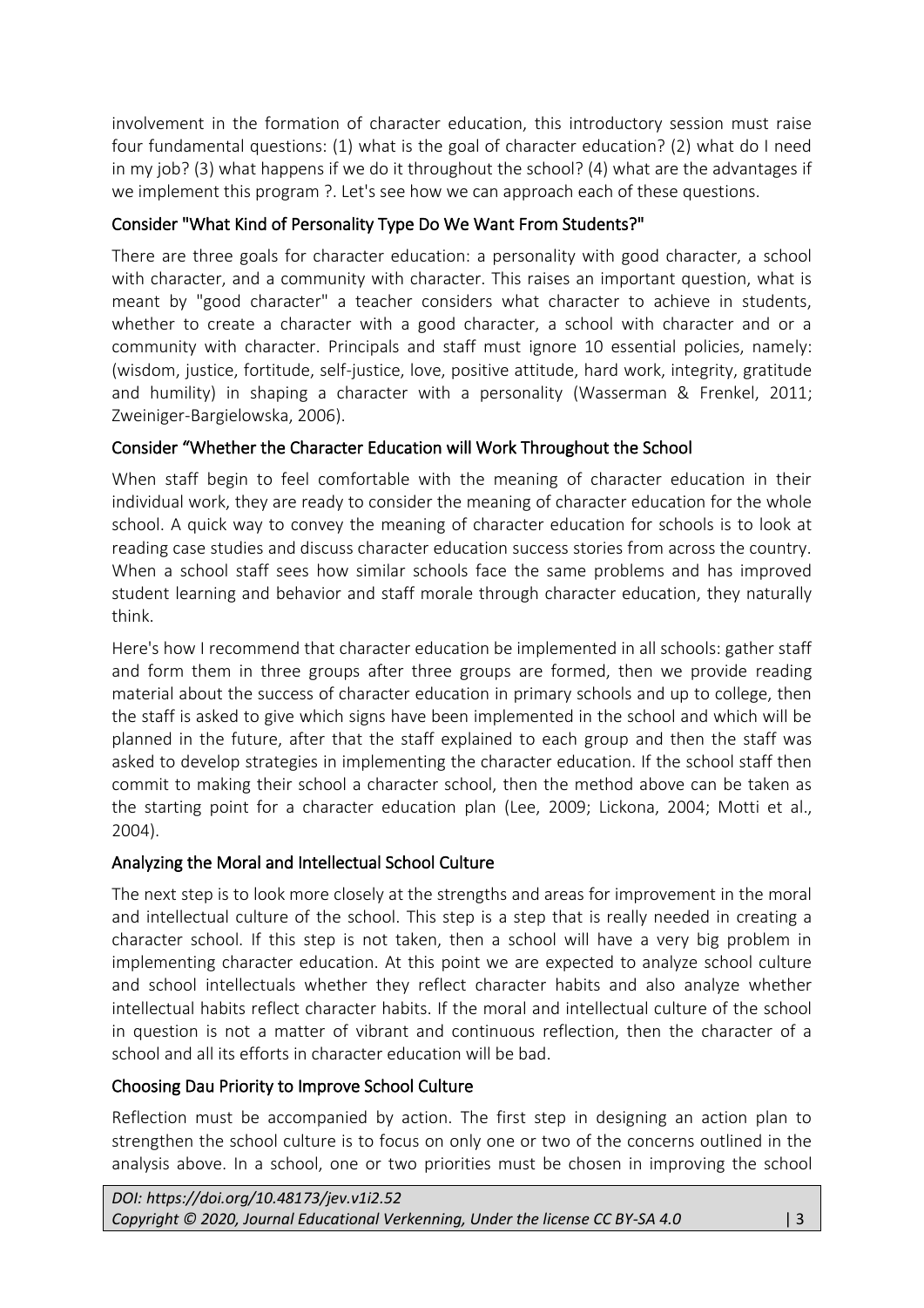involvement in the formation of character education, this introductory session must raise four fundamental questions: (1) what is the goal of character education? (2) what do I need in my job? (3) what happens if we do it throughout the school? (4) what are the advantages if we implement this program ?. Let's see how we can approach each of these questions.

### Consider "What Kind of Personality Type Do We Want From Students?"

There are three goals for character education: a personality with good character, a school with character, and a community with character. This raises an important question, what is meant by "good character" a teacher considers what character to achieve in students, whether to create a character with a good character, a school with character and or a community with character. Principals and staff must ignore 10 essential policies, namely: (wisdom, justice, fortitude, self-justice, love, positive attitude, hard work, integrity, gratitude and humility) in shaping a character with a personality (Wasserman & Frenkel, 2011; Zweiniger-Bargielowska, 2006).

### Consider "Whether the Character Education will Work Throughout the School

When staff begin to feel comfortable with the meaning of character education in their individual work, they are ready to consider the meaning of character education for the whole school. A quick way to convey the meaning of character education for schools is to look at reading case studies and discuss character education success stories from across the country. When a school staff sees how similar schools face the same problems and has improved student learning and behavior and staff morale through character education, they naturally think.

Here's how I recommend that character education be implemented in all schools: gather staff and form them in three groups after three groups are formed, then we provide reading material about the success of character education in primary schools and up to college, then the staff is asked to give which signs have been implemented in the school and which will be planned in the future, after that the staff explained to each group and then the staff was asked to develop strategies in implementing the character education. If the school staff then commit to making their school a character school, then the method above can be taken as the starting point for a character education plan (Lee, 2009; Lickona, 2004; Motti et al., 2004).

### Analyzing the Moral and Intellectual School Culture

The next step is to look more closely at the strengths and areas for improvement in the moral and intellectual culture of the school. This step is a step that is really needed in creating a character school. If this step is not taken, then a school will have a very big problem in implementing character education. At this point we are expected to analyze school culture and school intellectuals whether they reflect character habits and also analyze whether intellectual habits reflect character habits. If the moral and intellectual culture of the school in question is not a matter of vibrant and continuous reflection, then the character of a school and all its efforts in character education will be bad.

### Choosing Dau Priority to Improve School Culture

Reflection must be accompanied by action. The first step in designing an action plan to strengthen the school culture is to focus on only one or two of the concerns outlined in the analysis above. In a school, one or two priorities must be chosen in improving the school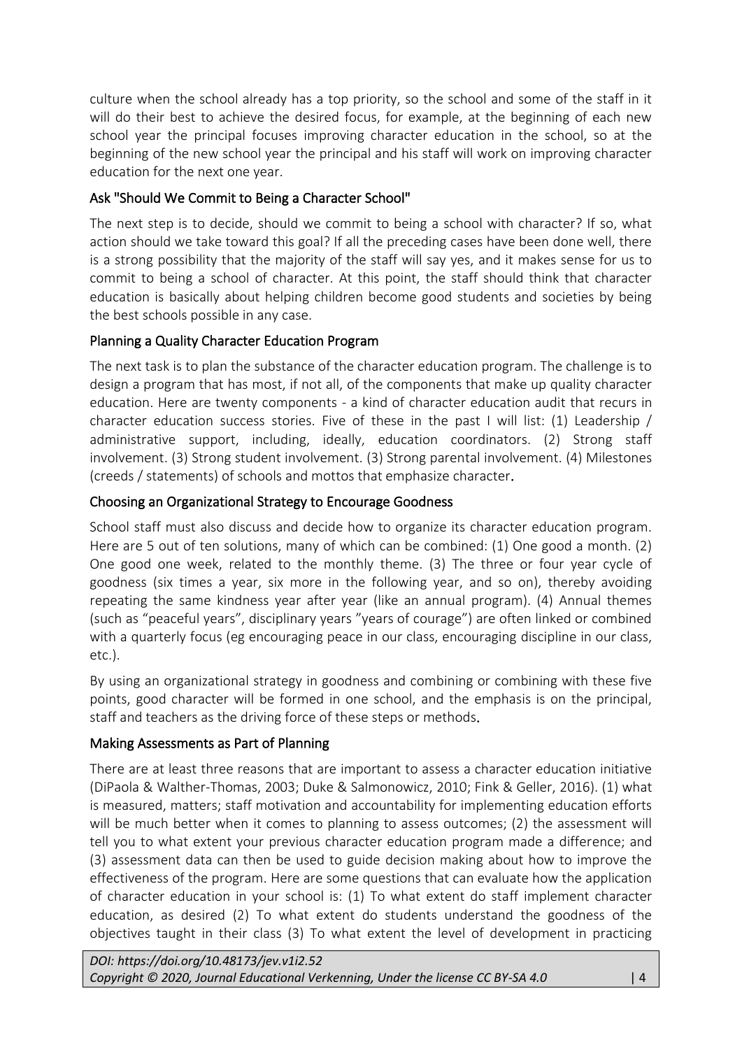culture when the school already has a top priority, so the school and some of the staff in it will do their best to achieve the desired focus, for example, at the beginning of each new school year the principal focuses improving character education in the school, so at the beginning of the new school year the principal and his staff will work on improving character education for the next one year.

### Ask "Should We Commit to Being a Character School"

The next step is to decide, should we commit to being a school with character? If so, what action should we take toward this goal? If all the preceding cases have been done well, there is a strong possibility that the majority of the staff will say yes, and it makes sense for us to commit to being a school of character. At this point, the staff should think that character education is basically about helping children become good students and societies by being the best schools possible in any case.

### Planning a Quality Character Education Program

The next task is to plan the substance of the character education program. The challenge is to design a program that has most, if not all, of the components that make up quality character education. Here are twenty components - a kind of character education audit that recurs in character education success stories. Five of these in the past I will list: (1) Leadership / administrative support, including, ideally, education coordinators. (2) Strong staff involvement. (3) Strong student involvement. (3) Strong parental involvement. (4) Milestones (creeds / statements) of schools and mottos that emphasize character.

### Choosing an Organizational Strategy to Encourage Goodness

School staff must also discuss and decide how to organize its character education program. Here are 5 out of ten solutions, many of which can be combined: (1) One good a month. (2) One good one week, related to the monthly theme. (3) The three or four year cycle of goodness (six times a year, six more in the following year, and so on), thereby avoiding repeating the same kindness year after year (like an annual program). (4) Annual themes (such as "peaceful years", disciplinary years "years of courage") are often linked or combined with a quarterly focus (eg encouraging peace in our class, encouraging discipline in our class, etc.).

By using an organizational strategy in goodness and combining or combining with these five points, good character will be formed in one school, and the emphasis is on the principal, staff and teachers as the driving force of these steps or methods.

### Making Assessments as Part of Planning

There are at least three reasons that are important to assess a character education initiative (DiPaola & Walther-Thomas, 2003; Duke & Salmonowicz, 2010; Fink & Geller, 2016). (1) what is measured, matters; staff motivation and accountability for implementing education efforts will be much better when it comes to planning to assess outcomes; (2) the assessment will tell you to what extent your previous character education program made a difference; and (3) assessment data can then be used to guide decision making about how to improve the effectiveness of the program. Here are some questions that can evaluate how the application of character education in your school is: (1) To what extent do staff implement character education, as desired (2) To what extent do students understand the goodness of the objectives taught in their class (3) To what extent the level of development in practicing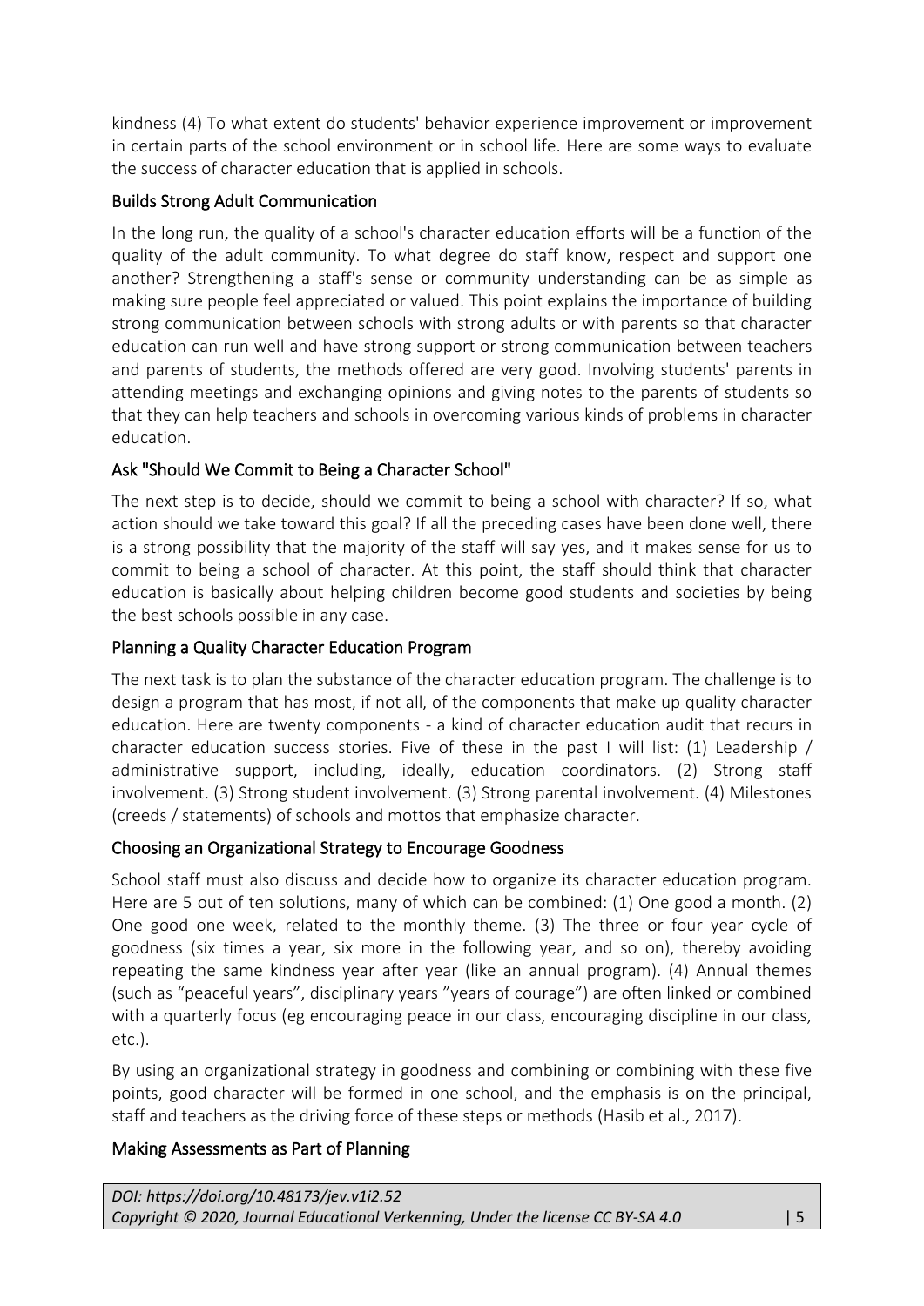kindness (4) To what extent do students' behavior experience improvement or improvement in certain parts of the school environment or in school life. Here are some ways to evaluate the success of character education that is applied in schools.

### Builds Strong Adult Communication

In the long run, the quality of a school's character education efforts will be a function of the quality of the adult community. To what degree do staff know, respect and support one another? Strengthening a staff's sense or community understanding can be as simple as making sure people feel appreciated or valued. This point explains the importance of building strong communication between schools with strong adults or with parents so that character education can run well and have strong support or strong communication between teachers and parents of students, the methods offered are very good. Involving students' parents in attending meetings and exchanging opinions and giving notes to the parents of students so that they can help teachers and schools in overcoming various kinds of problems in character education.

### Ask "Should We Commit to Being a Character School"

The next step is to decide, should we commit to being a school with character? If so, what action should we take toward this goal? If all the preceding cases have been done well, there is a strong possibility that the majority of the staff will say yes, and it makes sense for us to commit to being a school of character. At this point, the staff should think that character education is basically about helping children become good students and societies by being the best schools possible in any case.

### Planning a Quality Character Education Program

The next task is to plan the substance of the character education program. The challenge is to design a program that has most, if not all, of the components that make up quality character education. Here are twenty components - a kind of character education audit that recurs in character education success stories. Five of these in the past I will list: (1) Leadership / administrative support, including, ideally, education coordinators. (2) Strong staff involvement. (3) Strong student involvement. (3) Strong parental involvement. (4) Milestones (creeds / statements) of schools and mottos that emphasize character.

### Choosing an Organizational Strategy to Encourage Goodness

School staff must also discuss and decide how to organize its character education program. Here are 5 out of ten solutions, many of which can be combined: (1) One good a month. (2) One good one week, related to the monthly theme. (3) The three or four year cycle of goodness (six times a year, six more in the following year, and so on), thereby avoiding repeating the same kindness year after year (like an annual program). (4) Annual themes (such as "peaceful years", disciplinary years "years of courage") are often linked or combined with a quarterly focus (eg encouraging peace in our class, encouraging discipline in our class, etc.).

By using an organizational strategy in goodness and combining or combining with these five points, good character will be formed in one school, and the emphasis is on the principal, staff and teachers as the driving force of these steps or methods (Hasib et al., 2017).

### Making Assessments as Part of Planning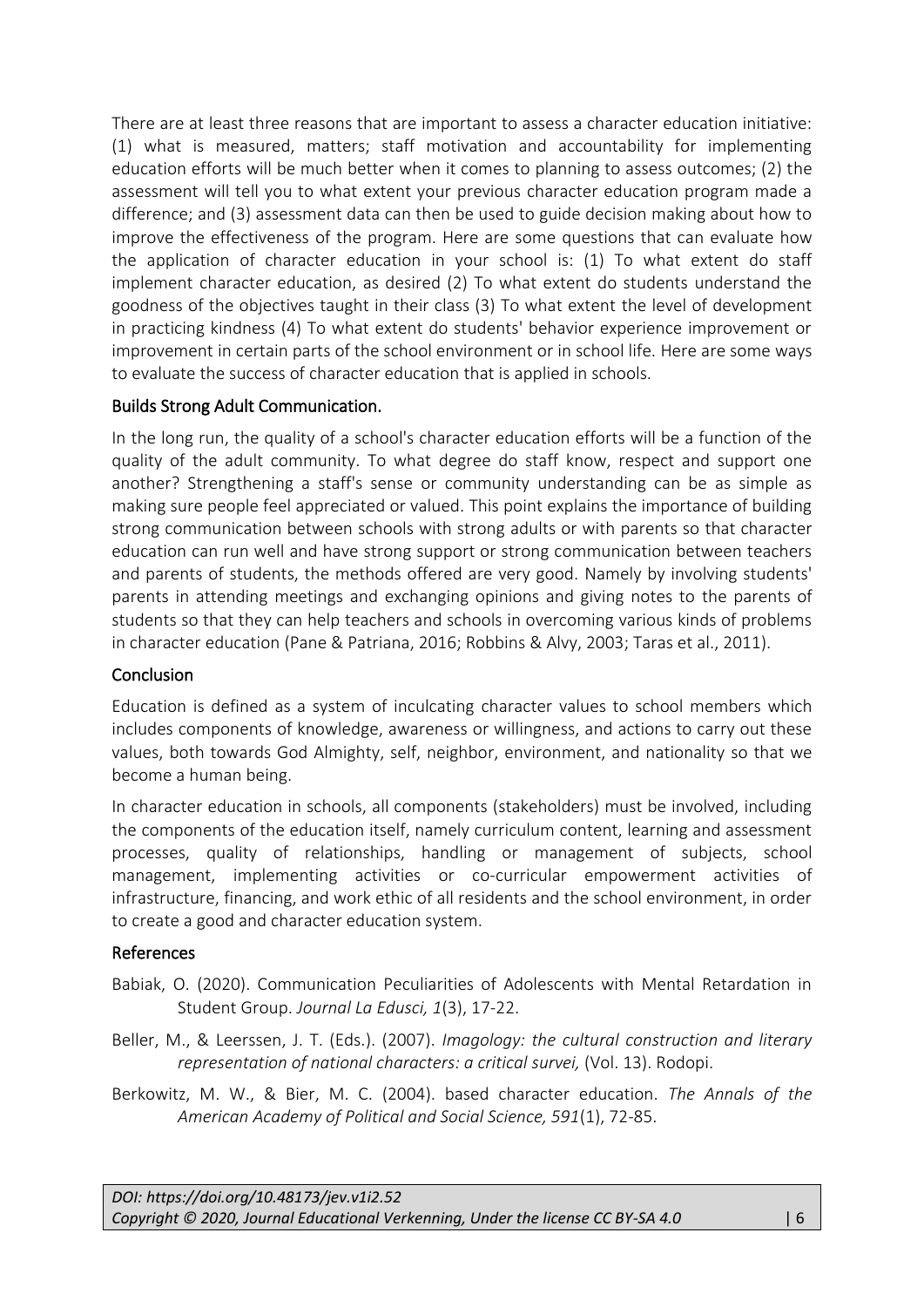There are at least three reasons that are important to assess a character education initiative: (1) what is measured, matters; staff motivation and accountability for implementing education efforts will be much better when it comes to planning to assess outcomes; (2) the assessment will tell you to what extent your previous character education program made a difference; and (3) assessment data can then be used to guide decision making about how to improve the effectiveness of the program. Here are some questions that can evaluate how the application of character education in your school is: (1) To what extent do staff implement character education, as desired (2) To what extent do students understand the goodness of the objectives taught in their class (3) To what extent the level of development in practicing kindness (4) To what extent do students' behavior experience improvement or improvement in certain parts of the school environment or in school life. Here are some ways to evaluate the success of character education that is applied in schools.

## Builds Strong Adult Communication.

In the long run, the quality of a school's character education efforts will be a function of the quality of the adult community. To what degree do staff know, respect and support one another? Strengthening a staff's sense or community understanding can be as simple as making sure people feel appreciated or valued. This point explains the importance of building strong communication between schools with strong adults or with parents so that character education can run well and have strong support or strong communication between teachers and parents of students, the methods offered are very good. Namely by involving students' parents in attending meetings and exchanging opinions and giving notes to the parents of students so that they can help teachers and schools in overcoming various kinds of problems in character education (Pane & Patriana, 2016; Robbins & Alvy, 2003; Taras et al., 2011).

## Conclusion

Education is defined as a system of inculcating character values to school members which includes components of knowledge, awareness or willingness, and actions to carry out these values, both towards God Almighty, self, neighbor, environment, and nationality so that we become a human being.

In character education in schools, all components (stakeholders) must be involved, including the components of the education itself, namely curriculum content, learning and assessment processes, quality of relationships, handling or management of subjects, school management, implementing activities or co-curricular empowerment activities of infrastructure, financing, and work ethic of all residents and the school environment, in order to create a good and character education system.

## References

Babiak, O. (2020). Communication Peculiarities of Adolescents with Mental Retardation in Student Group. *Journal La Edusci, 1*(3), 17-22.

Beller, M., & Leerssen, J. T. (Eds.). (2007). *Imagology: the cultural construction and literary representation of national characters: a critical survei,* (Vol. 13). Rodopi.

Berkowitz, M. W., & Bier, M. C. (2004). based character education. *The Annals of the American Academy of Political and Social Science, 591*(1), 72-85.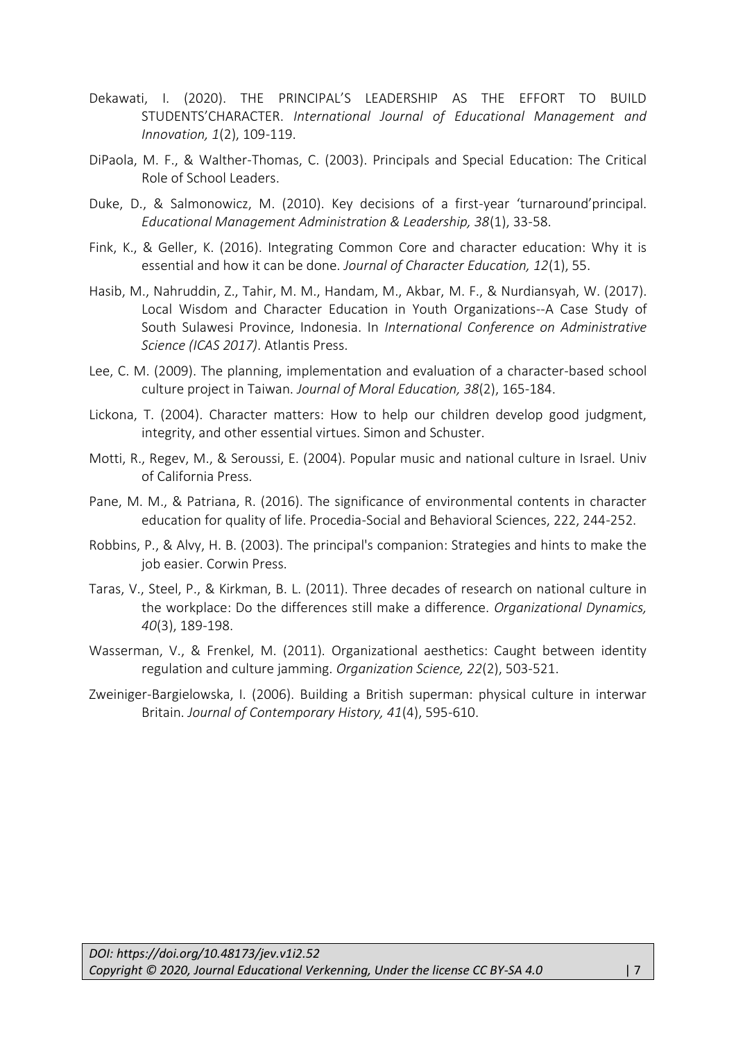Dekawati, I. (2020). THE PRINCIPAL'S LEADERSHIP AS THE EFFORT TO BUILD STUDENTS'CHARACTER. *International Journal of Educational Management and Innovation, 1*(2), 109-119.

DiPaola, M. F., & Walther-Thomas, C. (2003). Principals and Special Education: The Critical Role of School Leaders.

Duke, D., & Salmonowicz, M. (2010). Key decisions of a first-year 'turnaround'principal. *Educational Management Administration & Leadership, 38*(1), 33-58.

Fink, K., & Geller, K. (2016). Integrating Common Core and character education: Why it is essential and how it can be done. *Journal of Character Education, 12*(1), 55.

Hasib, M., Nahruddin, Z., Tahir, M. M., Handam, M., Akbar, M. F., & Nurdiansyah, W. (2017). Local Wisdom and Character Education in Youth Organizations--A Case Study of South Sulawesi Province, Indonesia. In *International Conference on Administrative Science (ICAS 2017)*. Atlantis Press.

Lee, C. M. (2009). The planning, implementation and evaluation of a character-based school culture project in Taiwan. *Journal of Moral Education, 38*(2), 165-184.

Lickona, T. (2004). Character matters: How to help our children develop good judgment, integrity, and other essential virtues. Simon and Schuster.

Motti, R., Regev, M., & Seroussi, E. (2004). Popular music and national culture in Israel. Univ of California Press.

Pane, M. M., & Patriana, R. (2016). The significance of environmental contents in character education for quality of life. Procedia-Social and Behavioral Sciences, 222, 244-252.

Robbins, P., & Alvy, H. B. (2003). The principal's companion: Strategies and hints to make the job easier. Corwin Press.

Taras, V., Steel, P., & Kirkman, B. L. (2011). Three decades of research on national culture in the workplace: Do the differences still make a difference. *Organizational Dynamics, 40*(3), 189-198.

Wasserman, V., & Frenkel, M. (2011). Organizational aesthetics: Caught between identity regulation and culture jamming. *Organization Science, 22*(2), 503-521.

Zweiniger-Bargielowska, I. (2006). Building a British superman: physical culture in interwar Britain. *Journal of Contemporary History, 41*(4), 595-610.